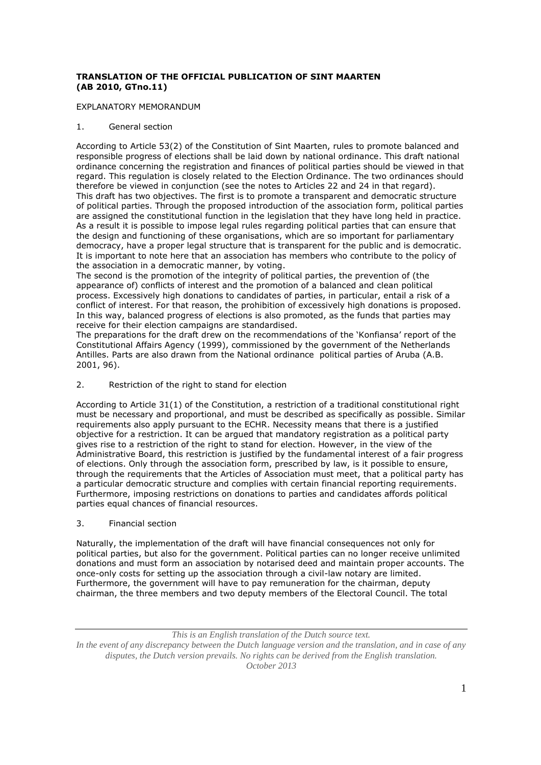**TRANSLATION OF THE OFFICIAL PUBLICATION OF SINT MAARTEN (AB 2010, GTno.11)**

EXPLANATORY MEMORANDUM

## 1. General section

According to Article 53(2) of the Constitution of Sint Maarten, rules to promote balanced and responsible progress of elections shall be laid down by national ordinance. This draft national ordinance concerning the registration and finances of political parties should be viewed in that regard. This regulation is closely related to the Election Ordinance. The two ordinances should therefore be viewed in conjunction (see the notes to Articles 22 and 24 in that regard).

This draft has two objectives. The first is to promote a transparent and democratic structure of political parties. Through the proposed introduction of the association form, political parties are assigned the constitutional function in the legislation that they have long held in practice. As a result it is possible to impose legal rules regarding political parties that can ensure that the design and functioning of these organisations, which are so important for parliamentary democracy, have a proper legal structure that is transparent for the public and is democratic. It is important to note here that an association has members who contribute to the policy of the association in a democratic manner, by voting.

The second is the promotion of the integrity of political parties, the prevention of (the appearance of) conflicts of interest and the promotion of a balanced and clean political process. Excessively high donations to candidates of parties, in particular, entail a risk of a conflict of interest. For that reason, the prohibition of excessively high donations is proposed. In this way, balanced progress of elections is also promoted, as the funds that parties may receive for their election campaigns are standardised.

The preparations for the draft drew on the recommendations of the 'Konfiansa' report of the Constitutional Affairs Agency (1999), commissioned by the government of the Netherlands Antilles. Parts are also drawn from the National ordinance political parties of Aruba (A.B. 2001, 96).

## 2. Restriction of the right to stand for election

According to Article 31(1) of the Constitution, a restriction of a traditional constitutional right must be necessary and proportional, and must be described as specifically as possible. Similar requirements also apply pursuant to the ECHR. Necessity means that there is a justified objective for a restriction. It can be argued that mandatory registration as a political party gives rise to a restriction of the right to stand for election. However, in the view of the Administrative Board, this restriction is justified by the fundamental interest of a fair progress of elections. Only through the association form, prescribed by law, is it possible to ensure, through the requirements that the Articles of Association must meet, that a political party has a particular democratic structure and complies with certain financial reporting requirements. Furthermore, imposing restrictions on donations to parties and candidates affords political parties equal chances of financial resources.

## 3. Financial section

Naturally, the implementation of the draft will have financial consequences not only for political parties, but also for the government. Political parties can no longer receive unlimited donations and must form an association by notarised deed and maintain proper accounts. The once-only costs for setting up the association through a civil-law notary are limited. Furthermore, the government will have to pay remuneration for the chairman, deputy chairman, the three members and two deputy members of the Electoral Council. The total

*This is an English translation of the Dutch source text.*
*In the event of any discrepancy between the Dutch language version and the translation, and in case of any disputes, the Dutch version prevails. No rights can be derived from the English translation.*
*October 2013*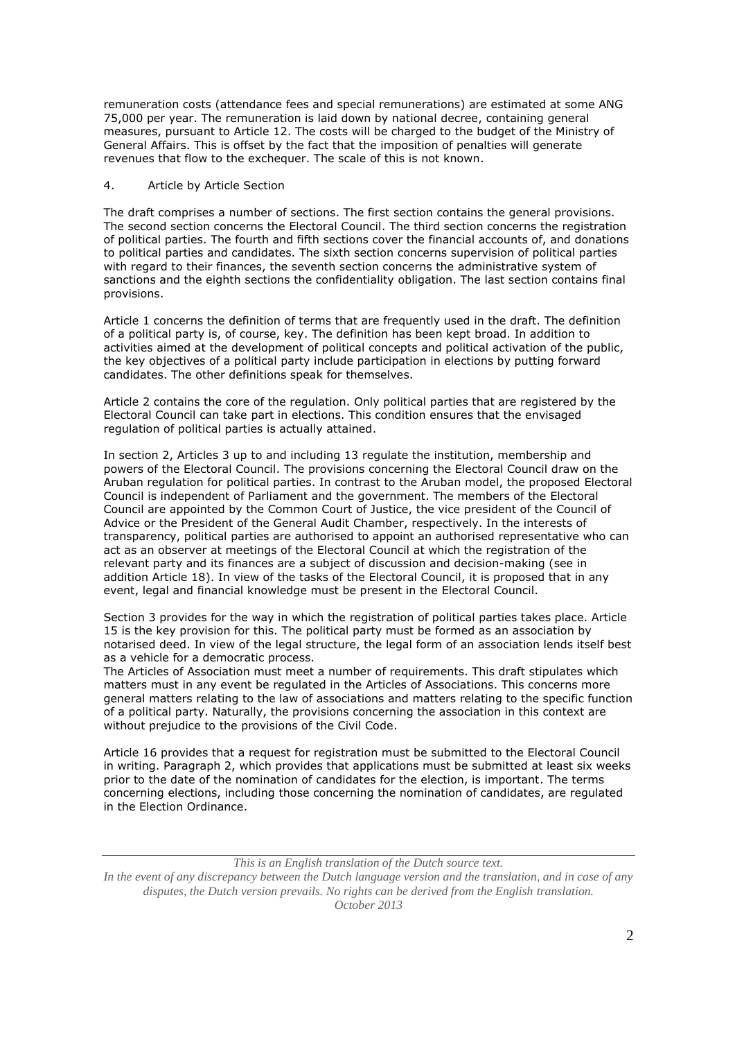remuneration costs (attendance fees and special remunerations) are estimated at some ANG 75,000 per year. The remuneration is laid down by national decree, containing general measures, pursuant to Article 12. The costs will be charged to the budget of the Ministry of General Affairs. This is offset by the fact that the imposition of penalties will generate revenues that flow to the exchequer. The scale of this is not known.

## 4. Article by Article Section

The draft comprises a number of sections. The first section contains the general provisions. The second section concerns the Electoral Council. The third section concerns the registration of political parties. The fourth and fifth sections cover the financial accounts of, and donations to political parties and candidates. The sixth section concerns supervision of political parties with regard to their finances, the seventh section concerns the administrative system of sanctions and the eighth sections the confidentiality obligation. The last section contains final provisions.

Article 1 concerns the definition of terms that are frequently used in the draft. The definition of a political party is, of course, key. The definition has been kept broad. In addition to activities aimed at the development of political concepts and political activation of the public, the key objectives of a political party include participation in elections by putting forward candidates. The other definitions speak for themselves.

Article 2 contains the core of the regulation. Only political parties that are registered by the Electoral Council can take part in elections. This condition ensures that the envisaged regulation of political parties is actually attained.

In section 2, Articles 3 up to and including 13 regulate the institution, membership and powers of the Electoral Council. The provisions concerning the Electoral Council draw on the Aruban regulation for political parties. In contrast to the Aruban model, the proposed Electoral Council is independent of Parliament and the government. The members of the Electoral Council are appointed by the Common Court of Justice, the vice president of the Council of Advice or the President of the General Audit Chamber, respectively. In the interests of transparency, political parties are authorised to appoint an authorised representative who can act as an observer at meetings of the Electoral Council at which the registration of the relevant party and its finances are a subject of discussion and decision-making (see in addition Article 18). In view of the tasks of the Electoral Council, it is proposed that in any event, legal and financial knowledge must be present in the Electoral Council.

Section 3 provides for the way in which the registration of political parties takes place. Article 15 is the key provision for this. The political party must be formed as an association by notarised deed. In view of the legal structure, the legal form of an association lends itself best as a vehicle for a democratic process.

The Articles of Association must meet a number of requirements. This draft stipulates which matters must in any event be regulated in the Articles of Associations. This concerns more general matters relating to the law of associations and matters relating to the specific function of a political party. Naturally, the provisions concerning the association in this context are without prejudice to the provisions of the Civil Code.

Article 16 provides that a request for registration must be submitted to the Electoral Council in writing. Paragraph 2, which provides that applications must be submitted at least six weeks prior to the date of the nomination of candidates for the election, is important. The terms concerning elections, including those concerning the nomination of candidates, are regulated in the Election Ordinance.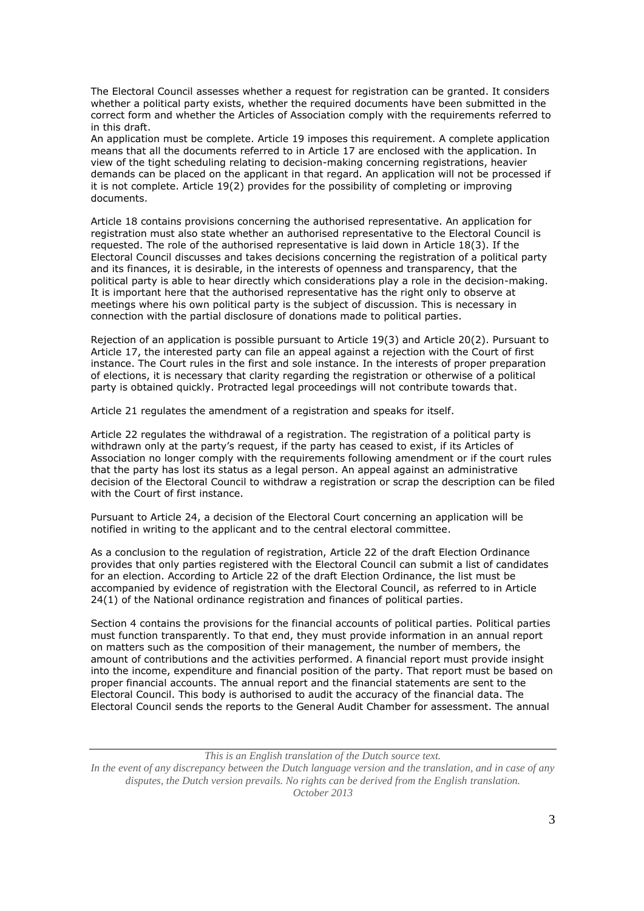The Electoral Council assesses whether a request for registration can be granted. It considers whether a political party exists, whether the required documents have been submitted in the correct form and whether the Articles of Association comply with the requirements referred to in this draft.

An application must be complete. Article 19 imposes this requirement. A complete application means that all the documents referred to in Article 17 are enclosed with the application. In view of the tight scheduling relating to decision-making concerning registrations, heavier demands can be placed on the applicant in that regard. An application will not be processed if it is not complete. Article 19(2) provides for the possibility of completing or improving documents.

Article 18 contains provisions concerning the authorised representative. An application for registration must also state whether an authorised representative to the Electoral Council is requested. The role of the authorised representative is laid down in Article 18(3). If the Electoral Council discusses and takes decisions concerning the registration of a political party and its finances, it is desirable, in the interests of openness and transparency, that the political party is able to hear directly which considerations play a role in the decision-making. It is important here that the authorised representative has the right only to observe at meetings where his own political party is the subject of discussion. This is necessary in connection with the partial disclosure of donations made to political parties.

Rejection of an application is possible pursuant to Article 19(3) and Article 20(2). Pursuant to Article 17, the interested party can file an appeal against a rejection with the Court of first instance. The Court rules in the first and sole instance. In the interests of proper preparation of elections, it is necessary that clarity regarding the registration or otherwise of a political party is obtained quickly. Protracted legal proceedings will not contribute towards that.

Article 21 regulates the amendment of a registration and speaks for itself.

Article 22 regulates the withdrawal of a registration. The registration of a political party is withdrawn only at the party's request, if the party has ceased to exist, if its Articles of Association no longer comply with the requirements following amendment or if the court rules that the party has lost its status as a legal person. An appeal against an administrative decision of the Electoral Council to withdraw a registration or scrap the description can be filed with the Court of first instance.

Pursuant to Article 24, a decision of the Electoral Court concerning an application will be notified in writing to the applicant and to the central electoral committee.

As a conclusion to the regulation of registration, Article 22 of the draft Election Ordinance provides that only parties registered with the Electoral Council can submit a list of candidates for an election. According to Article 22 of the draft Election Ordinance, the list must be accompanied by evidence of registration with the Electoral Council, as referred to in Article 24(1) of the National ordinance registration and finances of political parties.

Section 4 contains the provisions for the financial accounts of political parties. Political parties must function transparently. To that end, they must provide information in an annual report on matters such as the composition of their management, the number of members, the amount of contributions and the activities performed. A financial report must provide insight into the income, expenditure and financial position of the party. That report must be based on proper financial accounts. The annual report and the financial statements are sent to the Electoral Council. This body is authorised to audit the accuracy of the financial data. The Electoral Council sends the reports to the General Audit Chamber for assessment. The annual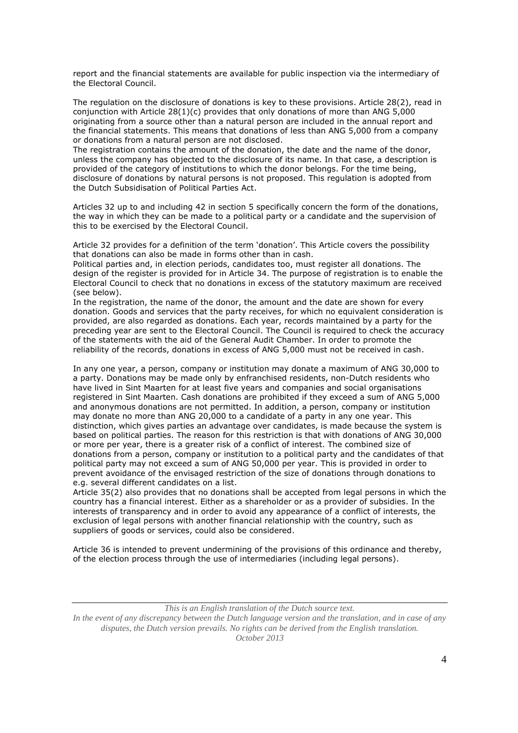report and the financial statements are available for public inspection via the intermediary of the Electoral Council.

The regulation on the disclosure of donations is key to these provisions. Article 28(2), read in conjunction with Article 28(1)(c) provides that only donations of more than ANG 5,000 originating from a source other than a natural person are included in the annual report and the financial statements. This means that donations of less than ANG 5,000 from a company or donations from a natural person are not disclosed.
The registration contains the amount of the donation, the date and the name of the donor, unless the company has objected to the disclosure of its name. In that case, a description is provided of the category of institutions to which the donor belongs. For the time being, disclosure of donations by natural persons is not proposed. This regulation is adopted from the Dutch Subsidisation of Political Parties Act.

Articles 32 up to and including 42 in section 5 specifically concern the form of the donations, the way in which they can be made to a political party or a candidate and the supervision of this to be exercised by the Electoral Council.

Article 32 provides for a definition of the term 'donation'. This Article covers the possibility that donations can also be made in forms other than in cash.
Political parties and, in election periods, candidates too, must register all donations. The design of the register is provided for in Article 34. The purpose of registration is to enable the Electoral Council to check that no donations in excess of the statutory maximum are received (see below).
In the registration, the name of the donor, the amount and the date are shown for every donation. Goods and services that the party receives, for which no equivalent consideration is provided, are also regarded as donations. Each year, records maintained by a party for the preceding year are sent to the Electoral Council. The Council is required to check the accuracy of the statements with the aid of the General Audit Chamber. In order to promote the reliability of the records, donations in excess of ANG 5,000 must not be received in cash.

In any one year, a person, company or institution may donate a maximum of ANG 30,000 to a party. Donations may be made only by enfranchised residents, non-Dutch residents who have lived in Sint Maarten for at least five years and companies and social organisations registered in Sint Maarten. Cash donations are prohibited if they exceed a sum of ANG 5,000 and anonymous donations are not permitted. In addition, a person, company or institution may donate no more than ANG 20,000 to a candidate of a party in any one year. This distinction, which gives parties an advantage over candidates, is made because the system is based on political parties. The reason for this restriction is that with donations of ANG 30,000 or more per year, there is a greater risk of a conflict of interest. The combined size of donations from a person, company or institution to a political party and the candidates of that political party may not exceed a sum of ANG 50,000 per year. This is provided in order to prevent avoidance of the envisaged restriction of the size of donations through donations to e.g. several different candidates on a list.
Article 35(2) also provides that no donations shall be accepted from legal persons in which the country has a financial interest. Either as a shareholder or as a provider of subsidies. In the interests of transparency and in order to avoid any appearance of a conflict of interests, the exclusion of legal persons with another financial relationship with the country, such as suppliers of goods or services, could also be considered.

Article 36 is intended to prevent undermining of the provisions of this ordinance and thereby, of the election process through the use of intermediaries (including legal persons).

*This is an English translation of the Dutch source text.*
*In the event of any discrepancy between the Dutch language version and the translation, and in case of any disputes, the Dutch version prevails. No rights can be derived from the English translation.*
*October 2013*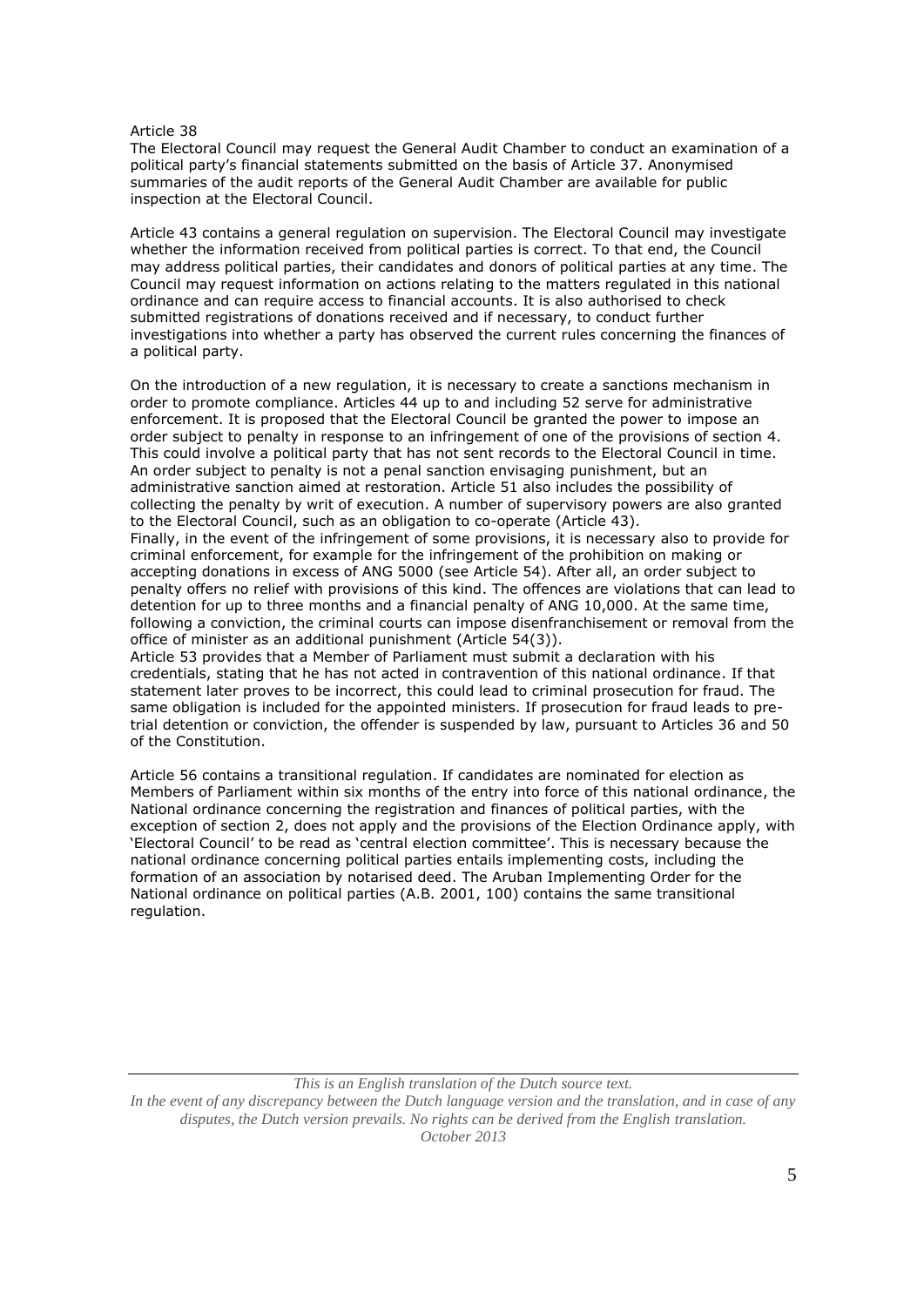Article 38

The Electoral Council may request the General Audit Chamber to conduct an examination of a political party's financial statements submitted on the basis of Article 37. Anonymised summaries of the audit reports of the General Audit Chamber are available for public inspection at the Electoral Council.

Article 43 contains a general regulation on supervision. The Electoral Council may investigate whether the information received from political parties is correct. To that end, the Council may address political parties, their candidates and donors of political parties at any time. The Council may request information on actions relating to the matters regulated in this national ordinance and can require access to financial accounts. It is also authorised to check submitted registrations of donations received and if necessary, to conduct further investigations into whether a party has observed the current rules concerning the finances of a political party.

On the introduction of a new regulation, it is necessary to create a sanctions mechanism in order to promote compliance. Articles 44 up to and including 52 serve for administrative enforcement. It is proposed that the Electoral Council be granted the power to impose an order subject to penalty in response to an infringement of one of the provisions of section 4. This could involve a political party that has not sent records to the Electoral Council in time. An order subject to penalty is not a penal sanction envisaging punishment, but an administrative sanction aimed at restoration. Article 51 also includes the possibility of collecting the penalty by writ of execution. A number of supervisory powers are also granted to the Electoral Council, such as an obligation to co-operate (Article 43).

Finally, in the event of the infringement of some provisions, it is necessary also to provide for criminal enforcement, for example for the infringement of the prohibition on making or accepting donations in excess of ANG 5000 (see Article 54). After all, an order subject to penalty offers no relief with provisions of this kind. The offences are violations that can lead to detention for up to three months and a financial penalty of ANG 10,000. At the same time, following a conviction, the criminal courts can impose disenfranchisement or removal from the office of minister as an additional punishment (Article 54(3)).

Article 53 provides that a Member of Parliament must submit a declaration with his credentials, stating that he has not acted in contravention of this national ordinance. If that statement later proves to be incorrect, this could lead to criminal prosecution for fraud. The same obligation is included for the appointed ministers. If prosecution for fraud leads to pre-trial detention or conviction, the offender is suspended by law, pursuant to Articles 36 and 50 of the Constitution.

Article 56 contains a transitional regulation. If candidates are nominated for election as Members of Parliament within six months of the entry into force of this national ordinance, the National ordinance concerning the registration and finances of political parties, with the exception of section 2, does not apply and the provisions of the Election Ordinance apply, with 'Electoral Council' to be read as 'central election committee'. This is necessary because the national ordinance concerning political parties entails implementing costs, including the formation of an association by notarised deed. The Aruban Implementing Order for the National ordinance on political parties (A.B. 2001, 100) contains the same transitional regulation.

*This is an English translation of the Dutch source text.*

*In the event of any discrepancy between the Dutch language version and the translation, and in case of any disputes, the Dutch version prevails. No rights can be derived from the English translation.*

*October 2013*